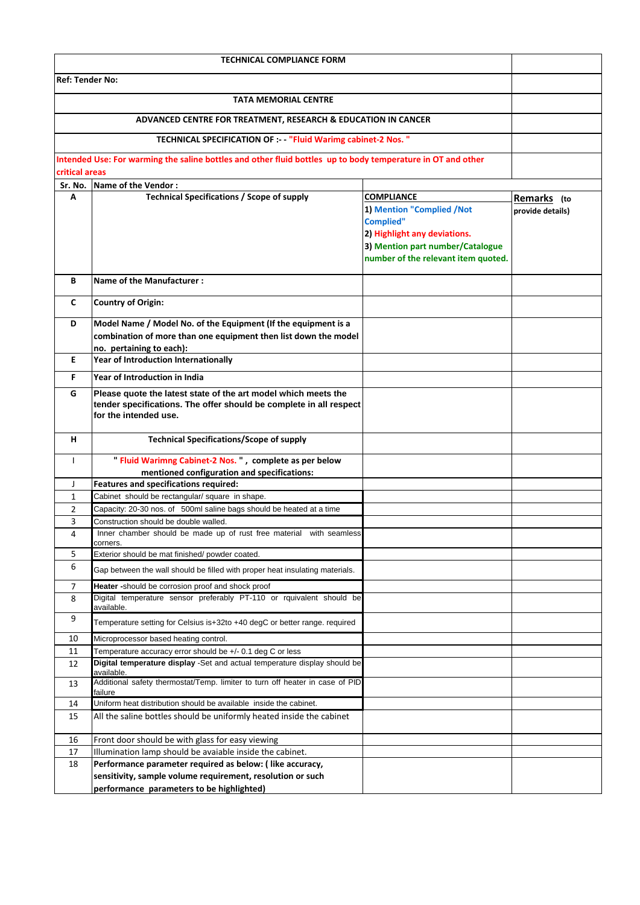| TECHNICAL COMPLIANCE FORM | | | |
|---|---|---|---|
| **Ref: Tender No:** | | | |
| **TATA MEMORIAL CENTRE** | | | |
| **ADVANCED CENTRE FOR TREATMENT, RESEARCH & EDUCATION IN CANCER** | | | |
| **TECHNICAL SPECIFICATION OF :- - "Fluid Warimg cabinet-2 Nos. "** | | | |
| **Intended Use: For warming the saline bottles and other fluid bottles up to body temperature in OT and other critical areas** | | | |
| **Sr. No.** | **Name of the Vendor :** | | |
| **A** | **Technical Specifications / Scope of supply** | **COMPLIANCE** 1) Mention "Complied /Not Complied" 2) Highlight any deviations. 3) Mention part number/Catalogue number of the relevant item quoted. | **Remarks (to provide details)** |
| **B** | **Name of the Manufacturer :** | | |
| **C** | **Country of Origin:** | | |
| **D** | **Model Name / Model No. of the Equipment (If the equipment is a combination of more than one equipment then list down the model no. pertaining to each):** | | |
| **E** | **Year of Introduction Internationally** | | |
| **F** | **Year of Introduction in India** | | |
| **G** | **Please quote the latest state of the art model which meets the tender specifications. The offer should be complete in all respect for the intended use.** | | |
| **H** | **Technical Specifications/Scope of supply** | | |
| I | **" Fluid Warimng Cabinet-2 Nos. " , complete as per below mentioned configuration and specifications:** | | |
| J | **Features and specifications required:** | | |
| 1 | Cabinet should be rectangular/ square in shape. | | |
| 2 | Capacity: 20-30 nos. of 500ml saline bags should be heated at a time | | |
| 3 | Construction should be double walled. | | |
| 4 | Inner chamber should be made up of rust free material with seamless corners. | | |
| 5 | Exterior should be mat finished/ powder coated. | | |
| 6 | Gap between the wall should be filled with proper heat insulating materials. | | |
| 7 | **Heater** -should be corrosion proof and shock proof | | |
| 8 | Digital temperature sensor preferably PT-110 or rquivalent should be available. | | |
| 9 | Temperature setting for Celsius is+32to +40 degC or better range. required | | |
| 10 | Microprocessor based heating control. | | |
| 11 | Temperature accuracy error should be +/- 0.1 deg C or less | | |
| 12 | **Digital temperature display** -Set and actual temperature display should be available. | | |
| 13 | Additional safety thermostat/Temp. limiter to turn off heater in case of PID failure | | |
| 14 | Uniform heat distribution should be available inside the cabinet. | | |
| 15 | All the saline bottles should be uniformly heated inside the cabinet | | |
| 16 | Front door should be with glass for easy viewing | | |
| 17 | Illumination lamp should be avaiable inside the cabinet. | | |
| 18 | **Performance parameter required as below: ( like accuracy, sensitivity, sample volume requirement, resolution or such performance parameters to be highlighted)** | | |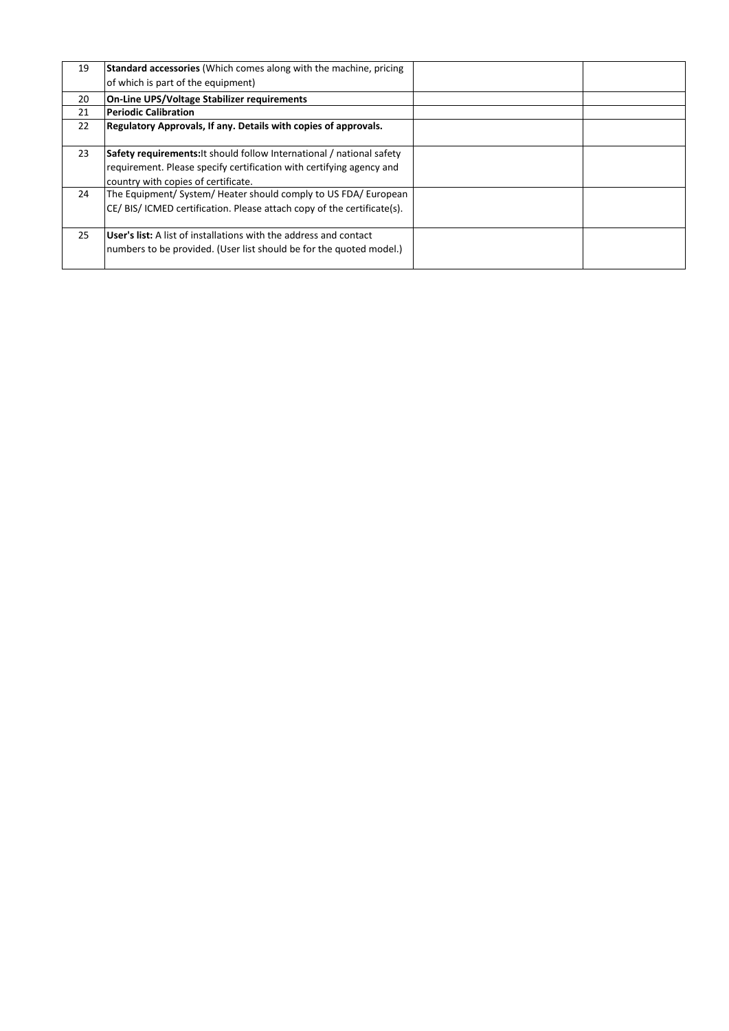| | | | |
|---|---|---|---|
| 19 | **Standard accessories** (Which comes along with the machine, pricing of which is part of the equipment) | | |
| 20 | **On-Line UPS/Voltage Stabilizer requirements** | | |
| 21 | **Periodic Calibration** | | |
| 22 | **Regulatory Approvals, If any. Details with copies of approvals.** | | |
| 23 | **Safety requirements:**It should follow International / national safety requirement. Please specify certification with certifying agency and country with copies of certificate. | | |
| 24 | The Equipment/ System/ Heater should comply to US FDA/ European CE/ BIS/ ICMED certification. Please attach copy of the certificate(s). | | |
| 25 | **User's list:** A list of installations with the address and contact numbers to be provided. (User list should be for the quoted model.) | | |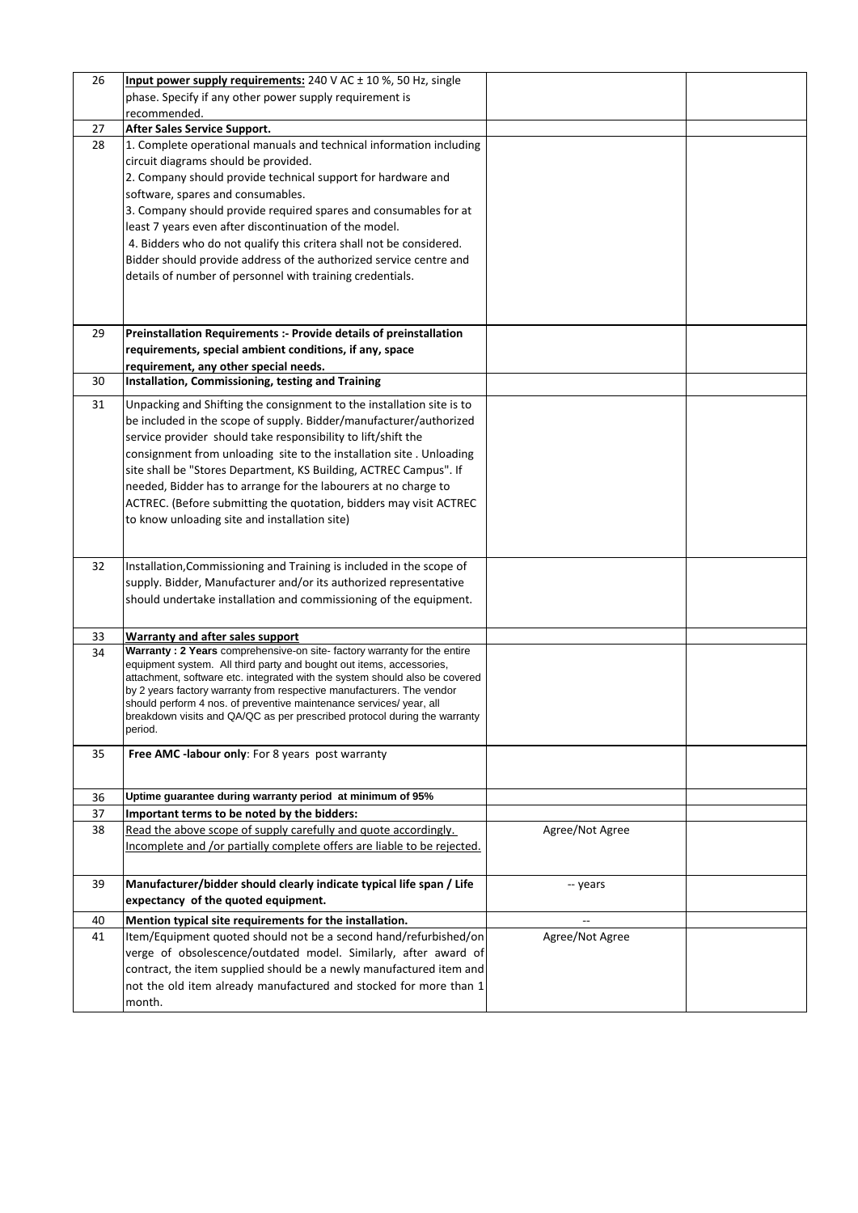| | | | |
|---|---|---|---|
| 26 | **Input power supply requirements:** 240 V AC ± 10 %, 50 Hz, single phase. Specify if any other power supply requirement is recommended. | | |
| 27 | **After Sales Service Support.** | | |
| 28 | 1. Complete operational manuals and technical information including circuit diagrams should be provided.<br>2. Company should provide technical support for hardware and software, spares and consumables.<br>3. Company should provide required spares and consumables for at least 7 years even after discontinuation of the model.<br>4. Bidders who do not qualify this critera shall not be considered. Bidder should provide address of the authorized service centre and details of number of personnel with training credentials. | | |
| 29 | **Preinstallation Requirements :- Provide details of preinstallation requirements, special ambient conditions, if any, space requirement, any other special needs.** | | |
| 30 | **Installation, Commissioning, testing and Training** | | |
| 31 | Unpacking and Shifting the consignment to the installation site is to be included in the scope of supply. Bidder/manufacturer/authorized service provider should take responsibility to lift/shift the consignment from unloading site to the installation site . Unloading site shall be "Stores Department, KS Building, ACTREC Campus". If needed, Bidder has to arrange for the labourers at no charge to ACTREC. (Before submitting the quotation, bidders may visit ACTREC to know unloading site and installation site) | | |
| 32 | Installation,Commissioning and Training is included in the scope of supply. Bidder, Manufacturer and/or its authorized representative should undertake installation and commissioning of the equipment. | | |
| 33 | **Warranty and after sales support** | | |
| 34 | **Warranty : 2 Years** comprehensive-on site- factory warranty for the entire equipment system. All third party and bought out items, accessories, attachment, software etc. integrated with the system should also be covered by 2 years factory warranty from respective manufacturers. The vendor should perform 4 nos. of preventive maintenance services/ year, all breakdown visits and QA/QC as per prescribed protocol during the warranty period. | | |
| 35 | **Free AMC -labour only**: For 8 years post warranty | | |
| 36 | **Uptime guarantee during warranty period at minimum of 95%** | | |
| 37 | **Important terms to be noted by the bidders:** | | |
| 38 | Read the above scope of supply carefully and quote accordingly. Incomplete and /or partially complete offers are liable to be rejected. | Agree/Not Agree | |
| 39 | **Manufacturer/bidder should clearly indicate typical life span / Life expectancy of the quoted equipment.** | -- years | |
| 40 | **Mention typical site requirements for the installation.** | -- | |
| 41 | Item/Equipment quoted should not be a second hand/refurbished/on verge of obsolescence/outdated model. Similarly, after award of contract, the item supplied should be a newly manufactured item and not the old item already manufactured and stocked for more than 1 month. | Agree/Not Agree | |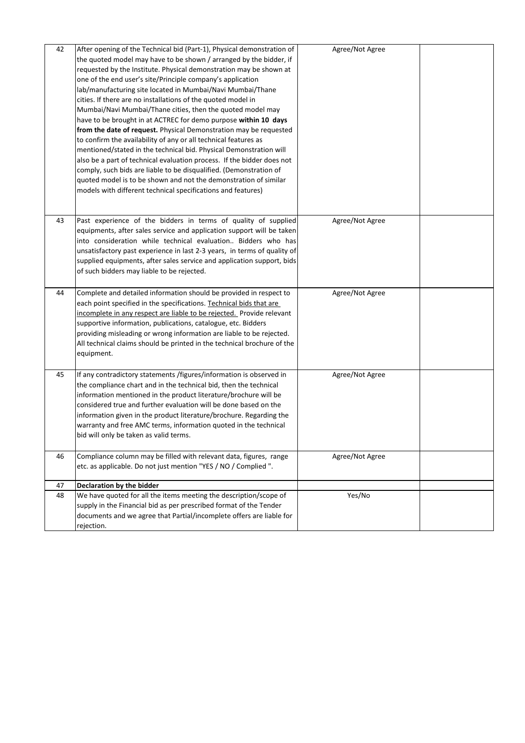| | | | |
|---|---|---|---|
| 42 | After opening of the Technical bid (Part-1), Physical demonstration of the quoted model may have to be shown / arranged by the bidder, if requested by the Institute. Physical demonstration may be shown at one of the end user's site/Principle company's application lab/manufacturing site located in Mumbai/Navi Mumbai/Thane cities. If there are no installations of the quoted model in Mumbai/Navi Mumbai/Thane cities, then the quoted model may have to be brought in at ACTREC for demo purpose **within 10 days from the date of request.** Physical Demonstration may be requested to confirm the availability of any or all technical features as mentioned/stated in the technical bid. Physical Demonstration will also be a part of technical evaluation process. If the bidder does not comply, such bids are liable to be disqualified. (Demonstration of quoted model is to be shown and not the demonstration of similar models with different technical specifications and features) | Agree/Not Agree | |
| 43 | Past experience of the bidders in terms of quality of supplied equipments, after sales service and application support will be taken into consideration while technical evaluation.. Bidders who has unsatisfactory past experience in last 2-3 years, in terms of quality of supplied equipments, after sales service and application support, bids of such bidders may liable to be rejected. | Agree/Not Agree | |
| 44 | Complete and detailed information should be provided in respect to each point specified in the specifications. Technical bids that are incomplete in any respect are liable to be rejected. Provide relevant supportive information, publications, catalogue, etc. Bidders providing misleading or wrong information are liable to be rejected. All technical claims should be printed in the technical brochure of the equipment. | Agree/Not Agree | |
| 45 | If any contradictory statements /figures/information is observed in the compliance chart and in the technical bid, then the technical information mentioned in the product literature/brochure will be considered true and further evaluation will be done based on the information given in the product literature/brochure. Regarding the warranty and free AMC terms, information quoted in the technical bid will only be taken as valid terms. | Agree/Not Agree | |
| 46 | Compliance column may be filled with relevant data, figures, range etc. as applicable. Do not just mention "YES / NO / Complied ". | Agree/Not Agree | |
| 47 | **Declaration by the bidder** | | |
| 48 | We have quoted for all the items meeting the description/scope of supply in the Financial bid as per prescribed format of the Tender documents and we agree that Partial/incomplete offers are liable for rejection. | Yes/No | |